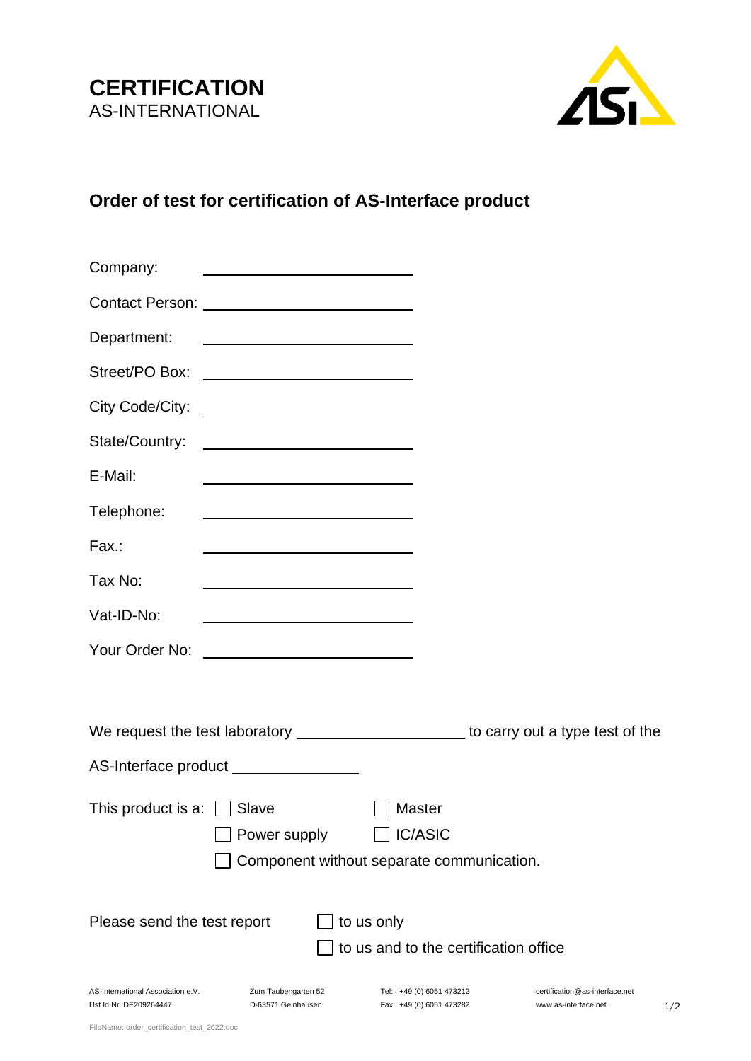**CERTIFICATION**
AS-INTERNATIONAL

## Order of test for certification of AS-Interface product

Company: ______________________

Contact Person: ______________________

Department: ______________________

Street/PO Box: ______________________

City Code/City: ______________________

State/Country: ______________________

E-Mail: ______________________

Telephone: ______________________

Fax.: ______________________

Tax No: ______________________

Vat-ID-No: ______________________

Your Order No: ______________________

We request the test laboratory ____________________ to carry out a type test of the AS-Interface product ______________

This product is a:
- ☐ Slave
- ☐ Master
- ☐ Power supply
- ☐ IC/ASIC
- ☐ Component without separate communication.

Please send the test report
- ☐ to us only
- ☐ to us and to the certification office

AS-International Association e.V. Ust.Id.Nr.:DE209264447 | Zum Taubengarten 52 D-63571 Gelnhausen | Tel: +49 (0) 6051 473212 Fax: +49 (0) 6051 473282 | certification@as-interface.net www.as-interface.net

FileName: order_certification_test_2022.doc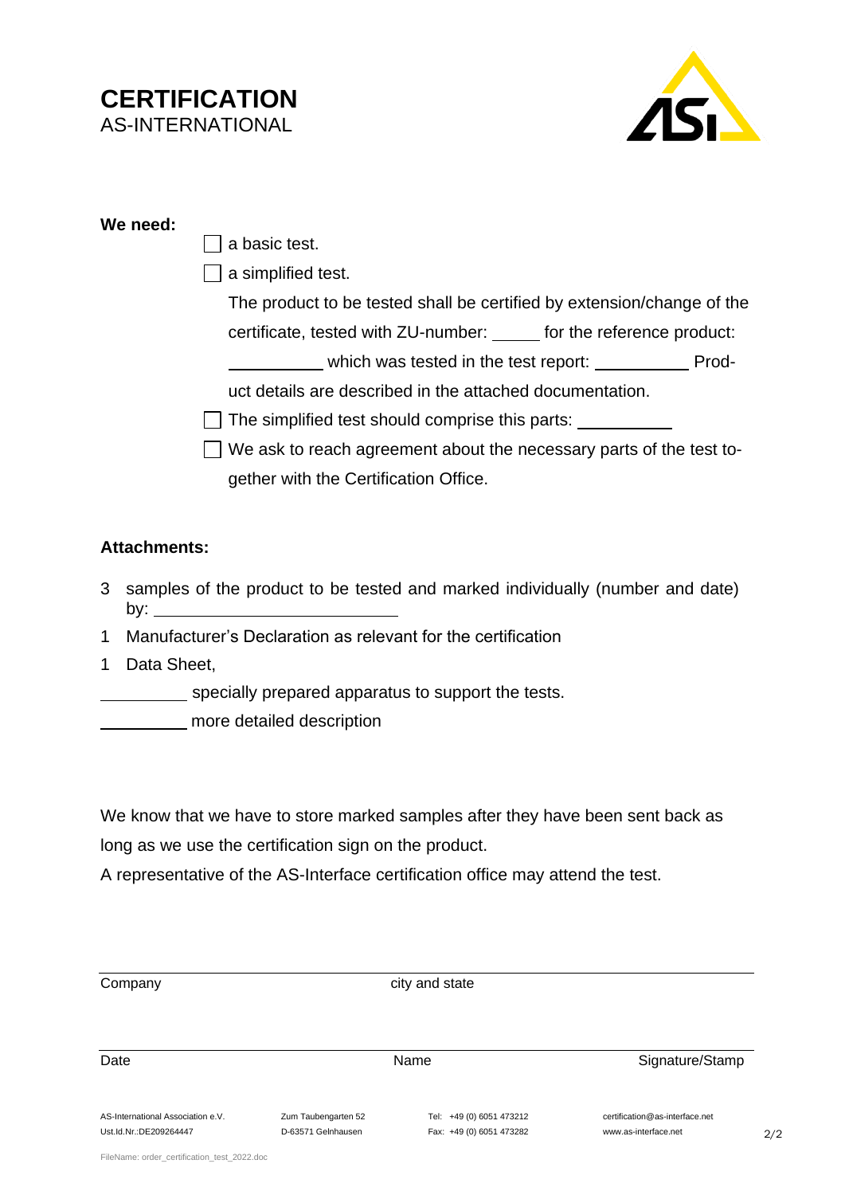# CERTIFICATION

AS-INTERNATIONAL

**We need:**

☐ a basic test.

☐ a simplified test.

The product to be tested shall be certified by extension/change of the certificate, tested with ZU-number: _____ for the reference product: __________ which was tested in the test report: __________ Product details are described in the attached documentation.

☐ The simplified test should comprise this parts: __________

☐ We ask to reach agreement about the necessary parts of the test together with the Certification Office.

**Attachments:**

3 samples of the product to be tested and marked individually (number and date) by: __________________________

1 Manufacturer's Declaration as relevant for the certification

1 Data Sheet,

__________ specially prepared apparatus to support the tests.

__________ more detailed description

We know that we have to store marked samples after they have been sent back as long as we use the certification sign on the product.

A representative of the AS-Interface certification office may attend the test.

| | | |
|---|---|---|
| Company | city and state | |
| Date | Name | Signature/Stamp |

AS-International Association e.V. Ust.Id.Nr.:DE209264447 | Zum Taubengarten 52 D-63571 Gelnhausen | Tel: +49 (0) 6051 473212 Fax: +49 (0) 6051 473282 | certification@as-interface.net www.as-interface.net

FileName: order_certification_test_2022.doc